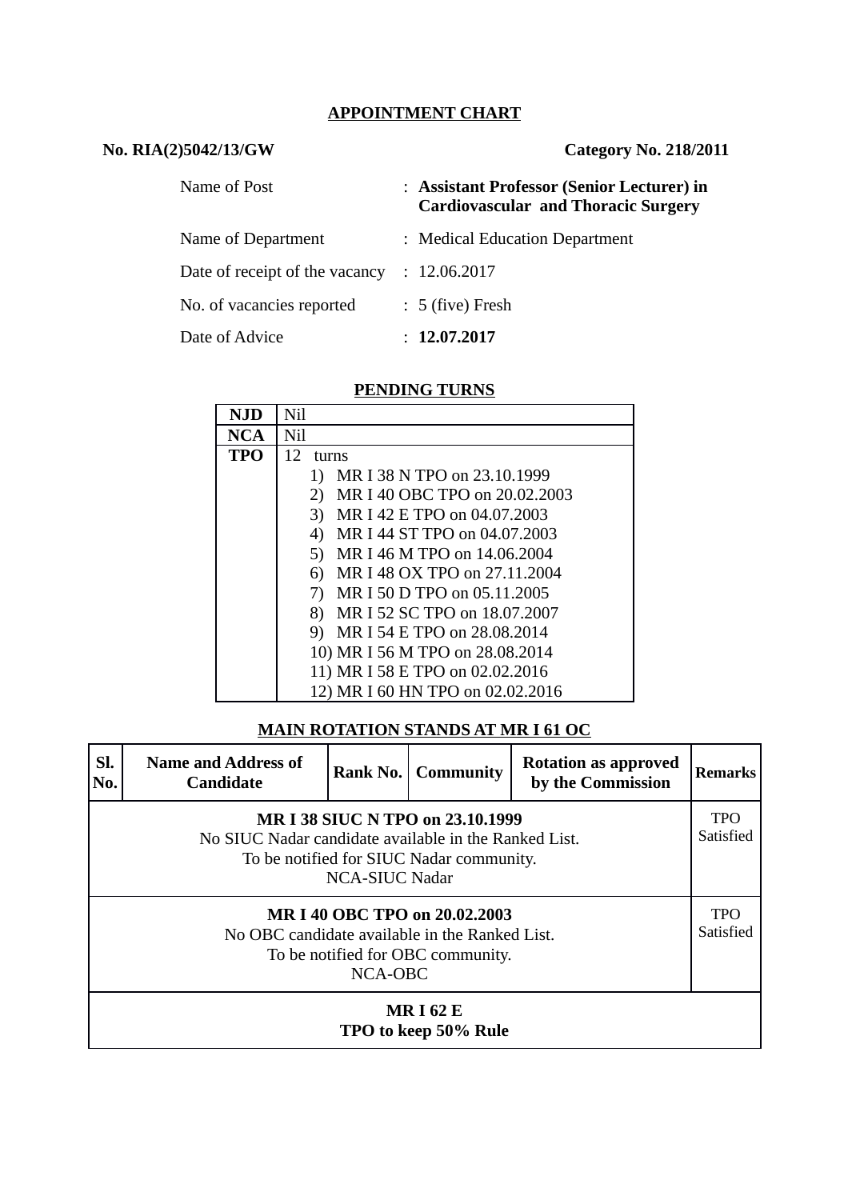## APPOINTMENT CHART

**No. RIA(2)5042/13/GW** **Category No. 218/2011**

| | |
|---|---|
| Name of Post | : **Assistant Professor (Senior Lecturer) in Cardiovascular and Thoracic Surgery** |
| Name of Department | : Medical Education Department |
| Date of receipt of the vacancy | : 12.06.2017 |
| No. of vacancies reported | : 5 (five) Fresh |
| Date of Advice | : **12.07.2017** |

### PENDING TURNS

| | |
|---|---|
| **NJD** | Nil |
| **NCA** | Nil |
| **TPO** | 12 turns<br>1) MR I 38 N TPO on 23.10.1999<br>2) MR I 40 OBC TPO on 20.02.2003<br>3) MR I 42 E TPO on 04.07.2003<br>4) MR I 44 ST TPO on 04.07.2003<br>5) MR I 46 M TPO on 14.06.2004<br>6) MR I 48 OX TPO on 27.11.2004<br>7) MR I 50 D TPO on 05.11.2005<br>8) MR I 52 SC TPO on 18.07.2007<br>9) MR I 54 E TPO on 28.08.2014<br>10) MR I 56 M TPO on 28.08.2014<br>11) MR I 58 E TPO on 02.02.2016<br>12) MR I 60 HN TPO on 02.02.2016 |

### MAIN ROTATION STANDS AT MR I 61 OC

| Sl. No. | Name and Address of Candidate | Rank No. | Community | Rotation as approved by the Commission | Remarks |
|---|---|---|---|---|---|
| **MR I 38 SIUC N TPO on 23.10.1999**<br>No SIUC Nadar candidate available in the Ranked List.<br>To be notified for SIUC Nadar community.<br>NCA-SIUC Nadar | | | | | TPO Satisfied |
| **MR I 40 OBC TPO on 20.02.2003**<br>No OBC candidate available in the Ranked List.<br>To be notified for OBC community.<br>NCA-OBC | | | | | TPO Satisfied |
| **MR I 62 E**<br>**TPO to keep 50% Rule** | | | | | |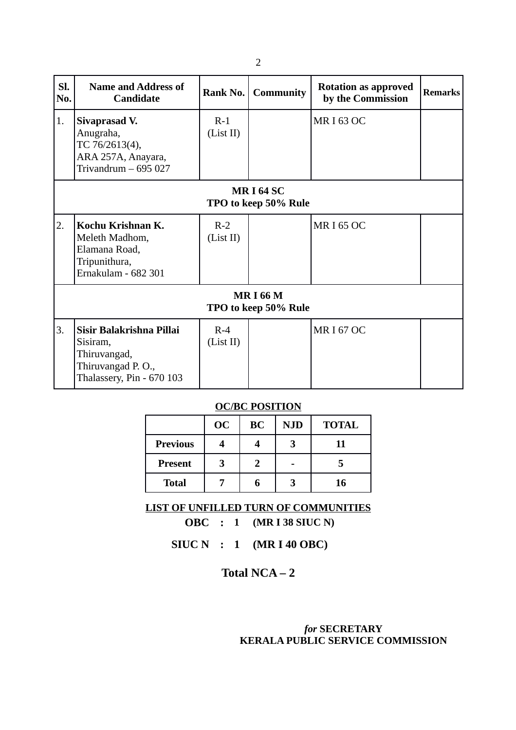| Sl. No. | Name and Address of Candidate | Rank No. | Community | Rotation as approved by the Commission | Remarks |
|---|---|---|---|---|---|
| 1. | **Sivaprasad V.**<br>Anugraha,<br>TC 76/2613(4),<br>ARA 257A, Anayara,<br>Trivandrum – 695 027 | R-1<br>(List II) | | MR I 63 OC | |
| **MR I 64 SC**<br>**TPO to keep 50% Rule** | | | | | |
| 2. | **Kochu Krishnan K.**<br>Meleth Madhom,<br>Elamana Road,<br>Tripunithura,<br>Ernakulam - 682 301 | R-2<br>(List II) | | MR I 65 OC | |
| **MR I 66 M**<br>**TPO to keep 50% Rule** | | | | | |
| 3. | **Sisir Balakrishna Pillai**<br>Sisiram,<br>Thiruvangad,<br>Thiruvangad P. O.,<br>Thalassery, Pin - 670 103 | R-4<br>(List II) | | MR I 67 OC | |

**OC/BC POSITION**

| | OC | BC | NJD | TOTAL |
|---|---|---|---|---|
| **Previous** | 4 | 4 | 3 | 11 |
| **Present** | 3 | 2 | - | 5 |
| **Total** | 7 | 6 | 3 | 16 |

**LIST OF UNFILLED TURN OF COMMUNITIES**

**OBC : 1 (MR I 38 SIUC N)**

**SIUC N : 1 (MR I 40 OBC)**

**Total NCA – 2**

*for* **SECRETARY**
**KERALA PUBLIC SERVICE COMMISSION**